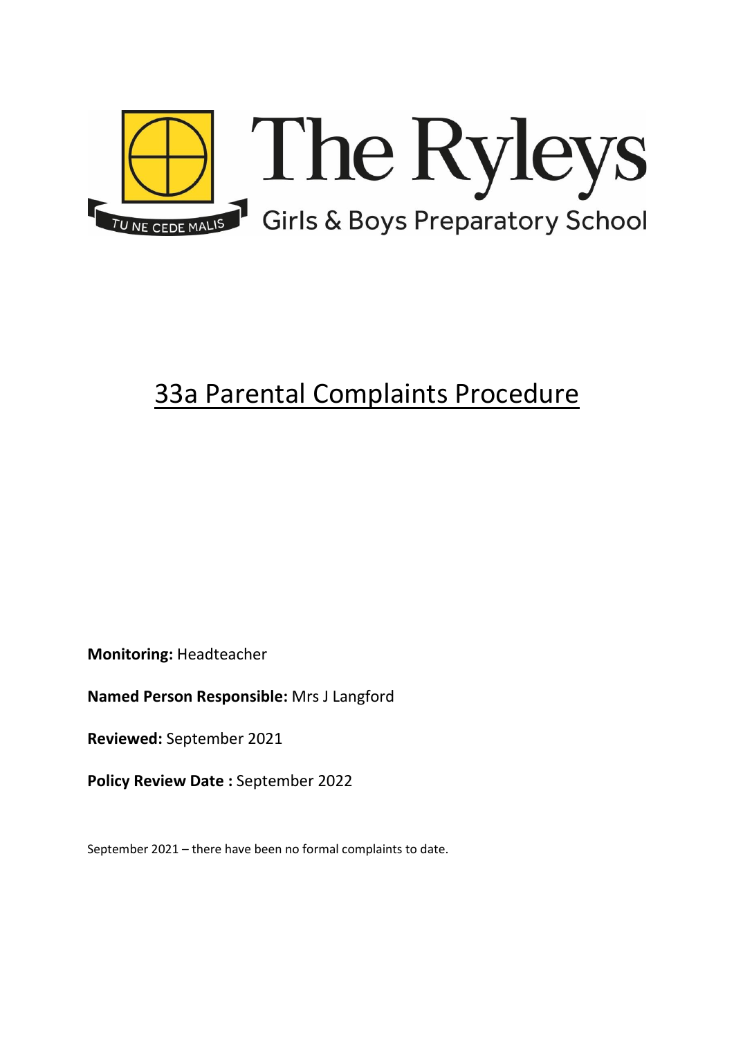The Ryleys

Girls & Boys Preparatory School

TU NE CEDE MALIS

# 33a Parental Complaints Procedure

**Monitoring:** Headteacher

**Named Person Responsible:** Mrs J Langford

**Reviewed:** September 2021

**Policy Review Date :** September 2022

September 2021 – there have been no formal complaints to date.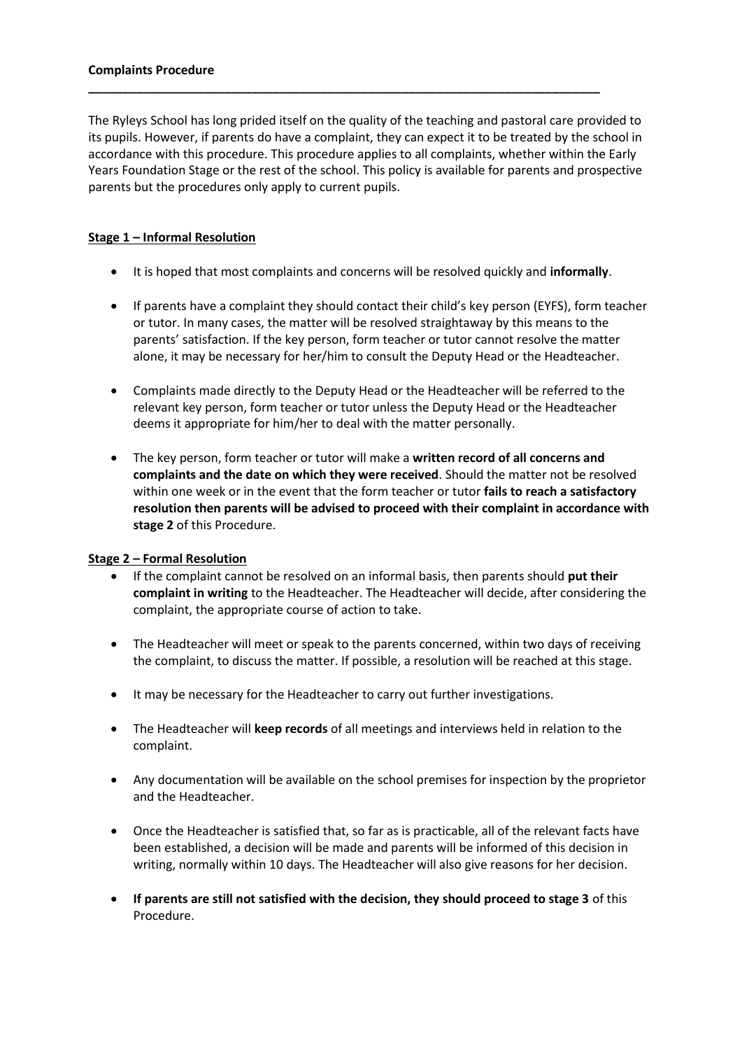**Complements Procedure**

The Ryleys School has long prided itself on the quality of the teaching and pastoral care provided to its pupils. However, if parents do have a complaint, they can expect it to be treated by the school in accordance with this procedure. This procedure applies to all complaints, whether within the Early Years Foundation Stage or the rest of the school. This policy is available for parents and prospective parents but the procedures only apply to current pupils.

**Stage 1 – Informal Resolution**

- It is hoped that most complaints and concerns will be resolved quickly and **informally**.
- If parents have a complaint they should contact their child's key person (EYFS), form teacher or tutor. In many cases, the matter will be resolved straightaway by this means to the parents' satisfaction. If the key person, form teacher or tutor cannot resolve the matter alone, it may be necessary for her/him to consult the Deputy Head or the Headteacher.
- Complaints made directly to the Deputy Head or the Headteacher will be referred to the relevant key person, form teacher or tutor unless the Deputy Head or the Headteacher deems it appropriate for him/her to deal with the matter personally.
- The key person, form teacher or tutor will make a **written record of all concerns and complaints and the date on which they were received**. Should the matter not be resolved within one week or in the event that the form teacher or tutor **fails to reach a satisfactory resolution then parents will be advised to proceed with their complaint in accordance with stage 2** of this Procedure.

**Stage 2 – Formal Resolution**

- If the complaint cannot be resolved on an informal basis, then parents should **put their complaint in writing** to the Headteacher. The Headteacher will decide, after considering the complaint, the appropriate course of action to take.
- The Headteacher will meet or speak to the parents concerned, within two days of receiving the complaint, to discuss the matter. If possible, a resolution will be reached at this stage.
- It may be necessary for the Headteacher to carry out further investigations.
- The Headteacher will **keep records** of all meetings and interviews held in relation to the complaint.
- Any documentation will be available on the school premises for inspection by the proprietor and the Headteacher.
- Once the Headteacher is satisfied that, so far as is practicable, all of the relevant facts have been established, a decision will be made and parents will be informed of this decision in writing, normally within 10 days. The Headteacher will also give reasons for her decision.
- **If parents are still not satisfied with the decision, they should proceed to stage 3** of this Procedure.

**Complaints Procedure**

The Ryleys School has long prided itself on the quality of the teaching and pastoral care provided to its pupils. However, if parents do have a complaint, they can expect it to be treated by the school in accordance with this procedure. This procedure applies to all complaints, whether within the Early Years Foundation Stage or the rest of the school. This policy is available for parents and prospective parents but the procedures only apply to current pupils.

**Stage 1 – Informal Resolution**

- It is hoped that most complaints and concerns will be resolved quickly and **informally**.
- If parents have a complaint they should contact their child's key person (EYFS), form teacher or tutor. In many cases, the matter will be resolved straightaway by this means to the parents' satisfaction. If the key person, form teacher or tutor cannot resolve the matter alone, it may be necessary for her/him to consult the Deputy Head or the Headteacher.
- Complaints made directly to the Deputy Head or the Headteacher will be referred to the relevant key person, form teacher or tutor unless the Deputy Head or the Headteacher deems it appropriate for him/her to deal with the matter personally.
- The key person, form teacher or tutor will make a **written record of all concerns and complaints and the date on which they were received**. Should the matter not be resolved within one week or in the event that the form teacher or tutor **fails to reach a satisfactory resolution then parents will be advised to proceed with their complaint in accordance with stage 2** of this Procedure.

**Stage 2 – Formal Resolution**

- If the complaint cannot be resolved on an informal basis, then parents should **put their complaint in writing** to the Headteacher. The Headteacher will decide, after considering the complaint, the appropriate course of action to take.
- The Headteacher will meet or speak to the parents concerned, within two days of receiving the complaint, to discuss the matter. If possible, a resolution will be reached at this stage.
- It may be necessary for the Headteacher to carry out further investigations.
- The Headteacher will **keep records** of all meetings and interviews held in relation to the complaint.
- Any documentation will be available on the school premises for inspection by the proprietor and the Headteacher.
- Once the Headteacher is satisfied that, so far as is practicable, all of the relevant facts have been established, a decision will be made and parents will be informed of this decision in writing, normally within 10 days. The Headteacher will also give reasons for her decision.
- **If parents are still not satisfied with the decision, they should proceed to stage 3** of this Procedure.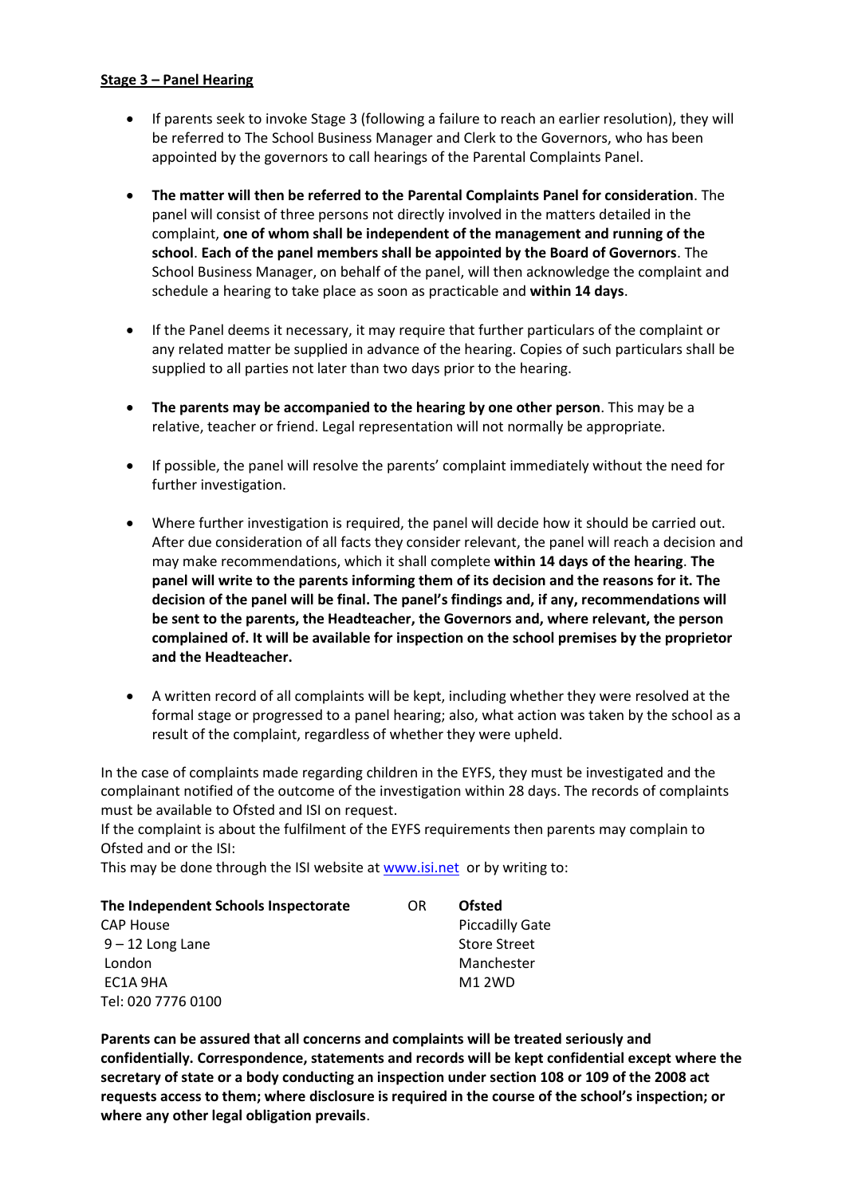**Stage 3 – Panel Hearing**

- If parents seek to invoke Stage 3 (following a failure to reach an earlier resolution), they will be referred to The School Business Manager and Clerk to the Governors, who has been appointed by the governors to call hearings of the Parental Complaints Panel.

- **The matter will then be referred to the Parental Complaints Panel for consideration**. The panel will consist of three persons not directly involved in the matters detailed in the complaint, **one of whom shall be independent of the management and running of the school**. **Each of the panel members shall be appointed by the Board of Governors**. The School Business Manager, on behalf of the panel, will then acknowledge the complaint and schedule a hearing to take place as soon as practicable and **within 14 days**.

- If the Panel deems it necessary, it may require that further particulars of the complaint or any related matter be supplied in advance of the hearing. Copies of such particulars shall be supplied to all parties not later than two days prior to the hearing.

- **The parents may be accompanied to the hearing by one other person**. This may be a relative, teacher or friend. Legal representation will not normally be appropriate.

- If possible, the panel will resolve the parents' complaint immediately without the need for further investigation.

- Where further investigation is required, the panel will decide how it should be carried out. After due consideration of all facts they consider relevant, the panel will reach a decision and may make recommendations, which it shall complete **within 14 days of the hearing**. **The panel will write to the parents informing them of its decision and the reasons for it. The decision of the panel will be final. The panel's findings and, if any, recommendations will be sent to the parents, the Headteacher, the Governors and, where relevant, the person complained of. It will be available for inspection on the school premises by the proprietor and the Headteacher.**

- A written record of all complaints will be kept, including whether they were resolved at the formal stage or progressed to a panel hearing; also, what action was taken by the school as a result of the complaint, regardless of whether they were upheld.

In the case of complaints made regarding children in the EYFS, they must be investigated and the complainant notified of the outcome of the investigation within 28 days. The records of complaints must be available to Ofsted and ISI on request.
If the complaint is about the fulfilment of the EYFS requirements then parents may complain to Ofsted and or the ISI:
This may be done through the ISI website at www.isi.net or by writing to:

| **The Independent Schools Inspectorate** | OR | **Ofsted** |
|---|---|---|
| CAP House | | Piccadilly Gate |
| 9 – 12 Long Lane | | Store Street |
| London | | Manchester |
| EC1A 9HA | | M1 2WD |
| Tel: 020 7776 0100 | | |

**Parents can be assured that all concerns and complaints will be treated seriously and confidentially. Correspondence, statements and records will be kept confidential except where the secretary of state or a body conducting an inspection under section 108 or 109 of the 2008 act requests access to them; where disclosure is required in the course of the school's inspection; or where any other legal obligation prevails**.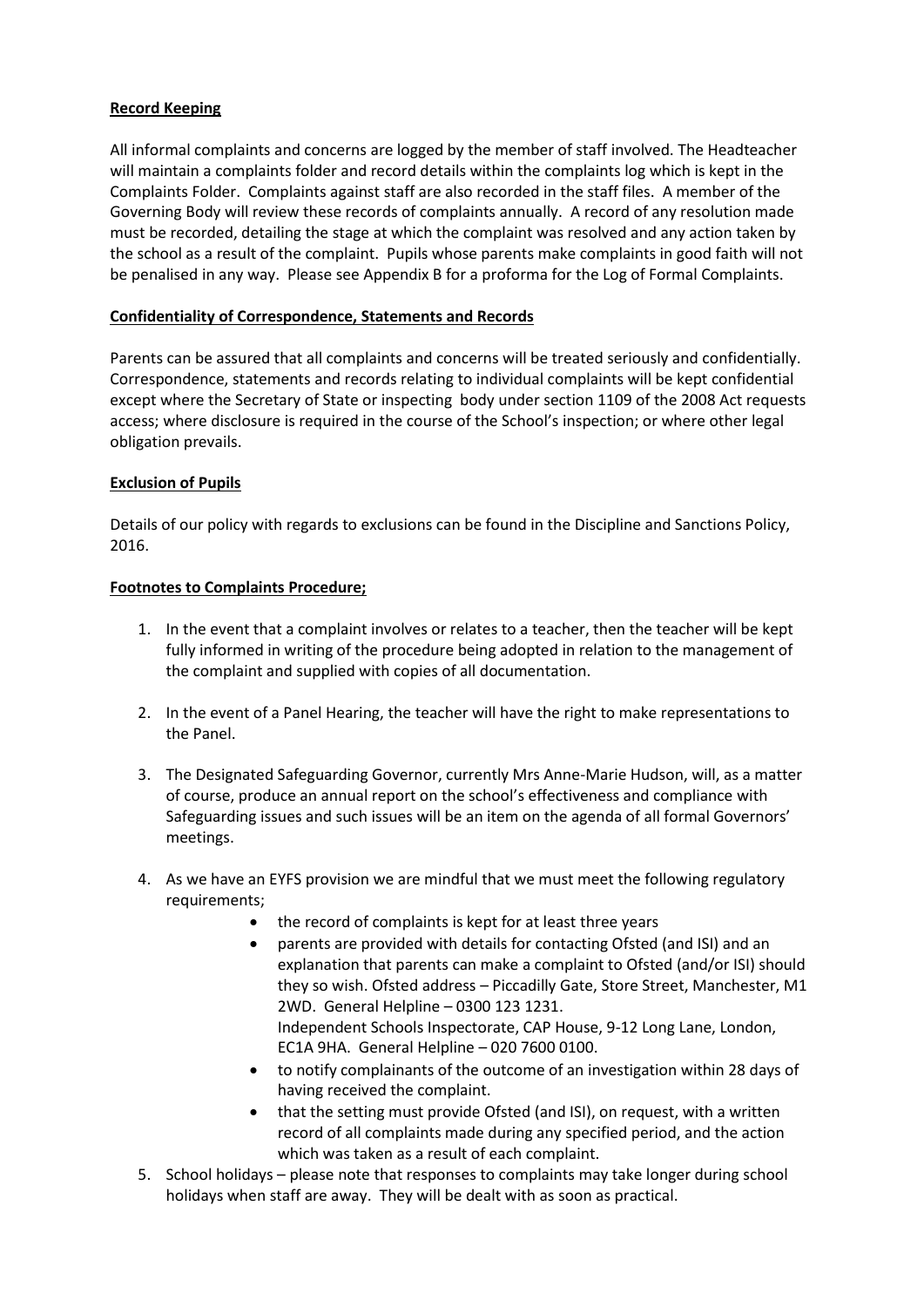**Record Keeping**

All informal complaints and concerns are logged by the member of staff involved. The Headteacher will maintain a complaints folder and record details within the complaints log which is kept in the Complaints Folder. Complaints against staff are also recorded in the staff files. A member of the Governing Body will review these records of complaints annually. A record of any resolution made must be recorded, detailing the stage at which the complaint was resolved and any action taken by the school as a result of the complaint. Pupils whose parents make complaints in good faith will not be penalised in any way. Please see Appendix B for a proforma for the Log of Formal Complaints.

**Confidentiality of Correspondence, Statements and Records**

Parents can be assured that all complaints and concerns will be treated seriously and confidentially. Correspondence, statements and records relating to individual complaints will be kept confidential except where the Secretary of State or inspecting body under section 1109 of the 2008 Act requests access; where disclosure is required in the course of the School's inspection; or where other legal obligation prevails.

**Exclusion of Pupils**

Details of our policy with regards to exclusions can be found in the Discipline and Sanctions Policy, 2016.

**Footnotes to Complaints Procedure;**

1. In the event that a complaint involves or relates to a teacher, then the teacher will be kept fully informed in writing of the procedure being adopted in relation to the management of the complaint and supplied with copies of all documentation.
2. In the event of a Panel Hearing, the teacher will have the right to make representations to the Panel.
3. The Designated Safeguarding Governor, currently Mrs Anne-Marie Hudson, will, as a matter of course, produce an annual report on the school's effectiveness and compliance with Safeguarding issues and such issues will be an item on the agenda of all formal Governors' meetings.
4. As we have an EYFS provision we are mindful that we must meet the following regulatory requirements;
    - the record of complaints is kept for at least three years
    - parents are provided with details for contacting Ofsted (and ISI) and an explanation that parents can make a complaint to Ofsted (and/or ISI) should they so wish. Ofsted address – Piccadilly Gate, Store Street, Manchester, M1 2WD. General Helpline – 0300 123 1231.
      Independent Schools Inspectorate, CAP House, 9-12 Long Lane, London, EC1A 9HA. General Helpline – 020 7600 0100.
    - to notify complainants of the outcome of an investigation within 28 days of having received the complaint.
    - that the setting must provide Ofsted (and ISI), on request, with a written record of all complaints made during any specified period, and the action which was taken as a result of each complaint.
5. School holidays – please note that responses to complaints may take longer during school holidays when staff are away. They will be dealt with as soon as practical.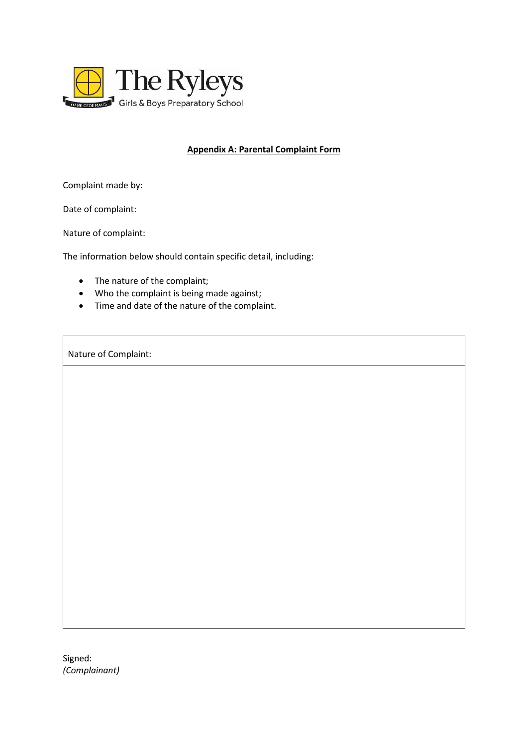**Appendix A: Parental Complaint Form**

Complaint made by:

Date of complaint:

Nature of complaint:

The information below should contain specific detail, including:

- The nature of the complaint;
- Who the complaint is being made against;
- Time and date of the nature of the complaint.

| Nature of Complaint: |
| --- |
| |

Signed:
*(Complainant)*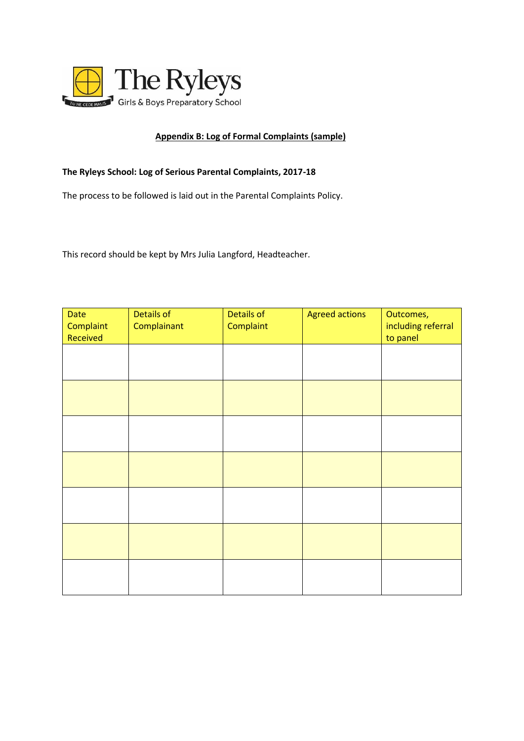The Ryleys
Girls & Boys Preparatory School

## Appendix B: Log of Formal Complaints (sample)

**The Ryleys School: Log of Serious Parental Complaints, 2017-18**

The process to be followed is laid out in the Parental Complaints Policy.

This record should be kept by Mrs Julia Langford, Headteacher.

| Date Complaint Received | Details of Complainant | Details of Complaint | Agreed actions | Outcomes, including referral to panel |
|---|---|---|---|---|
| | | | | |
| | | | | |
| | | | | |
| | | | | |
| | | | | |
| | | | | |
| | | | | |